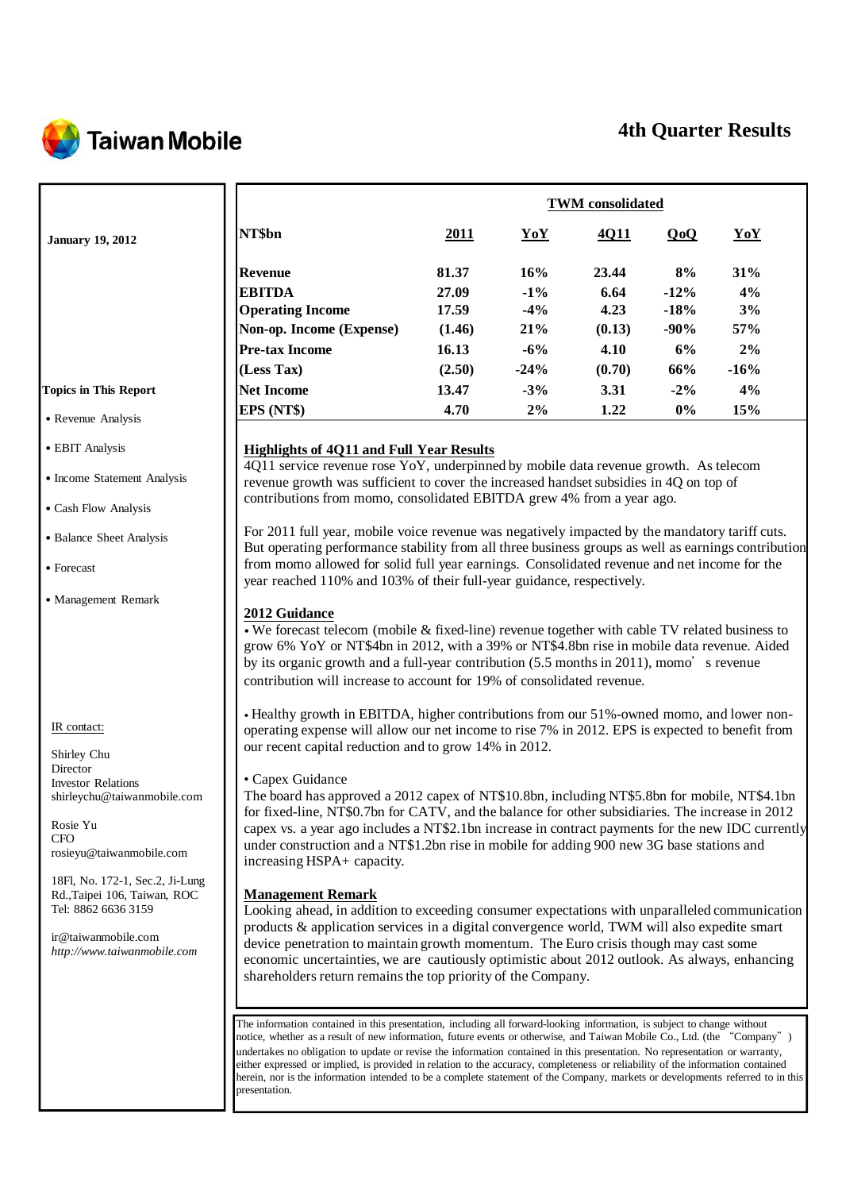# Taiwan Mobile

## 4th Quarter Results

**January 19, 2012**

|  | TWM consolidated | | | | |
|---|---|---|---|---|---|
| **NT$bn** | **2011** | **YoY** | **4Q11** | **QoQ** | **YoY** |
| **Revenue** | **81.37** | **16%** | **23.44** | **8%** | **31%** |
| **EBITDA** | **27.09** | **-1%** | **6.64** | **-12%** | **4%** |
| **Operating Income** | **17.59** | **-4%** | **4.23** | **-18%** | **3%** |
| **Non-op. Income (Expense)** | **(1.46)** | **21%** | **(0.13)** | **-90%** | **57%** |
| **Pre-tax Income** | **16.13** | **-6%** | **4.10** | **6%** | **2%** |
| **(Less Tax)** | **(2.50)** | **-24%** | **(0.70)** | **66%** | **-16%** |
| **Net Income** | **13.47** | **-3%** | **3.31** | **-2%** | **4%** |
| **EPS (NT$)** | **4.70** | **2%** | **1.22** | **0%** | **15%** |

**Topics in This Report**

- Revenue Analysis
- EBIT Analysis
- Income Statement Analysis
- Cash Flow Analysis
- Balance Sheet Analysis
- Forecast
- Management Remark

### Highlights of 4Q11 and Full Year Results

4Q11 service revenue rose YoY, underpinned by mobile data revenue growth. As telecom revenue growth was sufficient to cover the increased handset subsidies in 4Q on top of contributions from momo, consolidated EBITDA grew 4% from a year ago.

For 2011 full year, mobile voice revenue was negatively impacted by the mandatory tariff cuts. But operating performance stability from all three business groups as well as earnings contribution from momo allowed for solid full year earnings. Consolidated revenue and net income for the year reached 110% and 103% of their full-year guidance, respectively.

### 2012 Guidance

- We forecast telecom (mobile & fixed-line) revenue together with cable TV related business to grow 6% YoY or NT$4bn in 2012, with a 39% or NT$4.8bn rise in mobile data revenue. Aided by its organic growth and a full-year contribution (5.5 months in 2011), momo's revenue contribution will increase to account for 19% of consolidated revenue.

- Healthy growth in EBITDA, higher contributions from our 51%-owned momo, and lower non-operating expense will allow our net income to rise 7% in 2012. EPS is expected to benefit from our recent capital reduction and to grow 14% in 2012.

- Capex Guidance

The board has approved a 2012 capex of NT$10.8bn, including NT$5.8bn for mobile, NT$4.1bn for fixed-line, NT$0.7bn for CATV, and the balance for other subsidiaries. The increase in 2012 capex vs. a year ago includes a NT$2.1bn increase in contract payments for the new IDC currently under construction and a NT$1.2bn rise in mobile for adding 900 new 3G base stations and increasing HSPA+ capacity.

### Management Remark

Looking ahead, in addition to exceeding consumer expectations with unparalleled communication products & application services in a digital convergence world, TWM will also expedite smart device penetration to maintain growth momentum. The Euro crisis though may cast some economic uncertainties, we are cautiously optimistic about 2012 outlook. As always, enhancing shareholders return remains the top priority of the Company.

IR contact:

Shirley Chu
Director
Investor Relations
shirleychu@taiwanmobile.com

Rosie Yu
CFO
rosieyu@taiwanmobile.com

18Fl, No. 172-1, Sec.2, Ji-Lung Rd.,Taipei 106, Taiwan, ROC
Tel: 8862 6636 3159

ir@taiwanmobile.com
*http://www.taiwanmobile.com*

The information contained in this presentation, including all forward-looking information, is subject to change without notice, whether as a result of new information, future events or otherwise, and Taiwan Mobile Co., Ltd. (the "Company") undertakes no obligation to update or revise the information contained in this presentation. No representation or warranty, either expressed or implied, is provided in relation to the accuracy, completeness or reliability of the information contained herein, nor is the information intended to be a complete statement of the Company, markets or developments referred to in this presentation.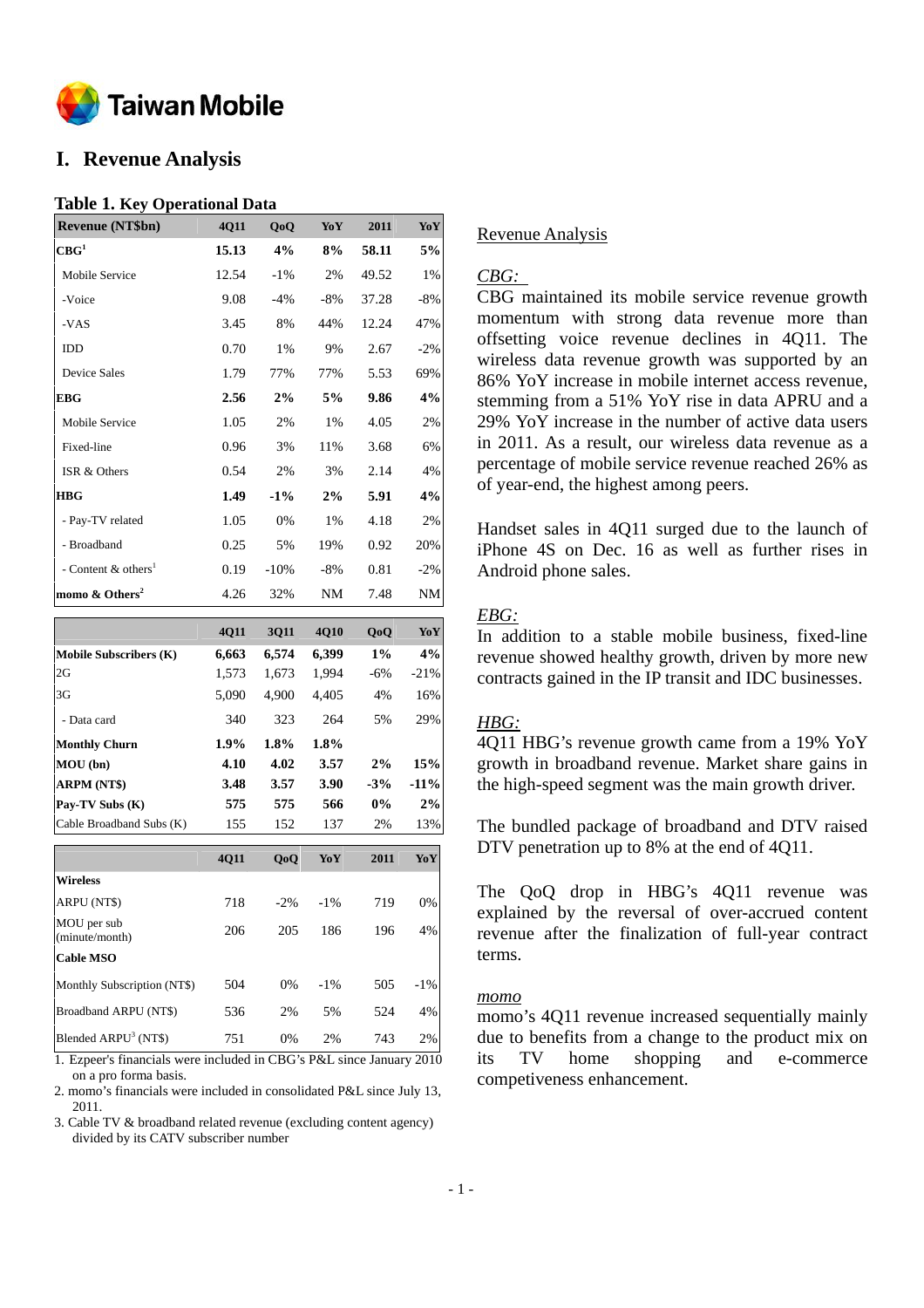# I. Revenue Analysis

**Table 1. Key Operational Data**

| Revenue (NT$bn) | 4Q11 | QoQ | YoY | 2011 | YoY |
|---|---|---|---|---|---|
| **CBG[1]** | **15.13** | **4%** | **8%** | **58.11** | **5%** |
| Mobile Service | 12.54 | -1% | 2% | 49.52 | 1% |
| -Voice | 9.08 | -4% | -8% | 37.28 | -8% |
| -VAS | 3.45 | 8% | 44% | 12.24 | 47% |
| IDD | 0.70 | 1% | 9% | 2.67 | -2% |
| Device Sales | 1.79 | 77% | 77% | 5.53 | 69% |
| **EBG** | **2.56** | **2%** | **5%** | **9.86** | **4%** |
| Mobile Service | 1.05 | 2% | 1% | 4.05 | 2% |
| Fixed-line | 0.96 | 3% | 11% | 3.68 | 6% |
| ISR & Others | 0.54 | 2% | 3% | 2.14 | 4% |
| **HBG** | **1.49** | **-1%** | **2%** | **5.91** | **4%** |
| - Pay-TV related | 1.05 | 0% | 1% | 4.18 | 2% |
| - Broadband | 0.25 | 5% | 19% | 0.92 | 20% |
| - Content & others[1] | 0.19 | -10% | -8% | 0.81 | -2% |
| **momo & Others[2]** | 4.26 | 32% | NM | 7.48 | NM |

| | 4Q11 | 3Q11 | 4Q10 | QoQ | YoY |
|---|---|---|---|---|---|
| **Mobile Subscribers (K)** | **6,663** | **6,574** | **6,399** | **1%** | **4%** |
| 2G | 1,573 | 1,673 | 1,994 | -6% | -21% |
| 3G | 5,090 | 4,900 | 4,405 | 4% | 16% |
| - Data card | 340 | 323 | 264 | 5% | 29% |
| **Monthly Churn** | **1.9%** | **1.8%** | **1.8%** | | |
| **MOU (bn)** | **4.10** | **4.02** | **3.57** | **2%** | **15%** |
| **ARPM (NT$)** | **3.48** | **3.57** | **3.90** | **-3%** | **-11%** |
| **Pay-TV Subs (K)** | **575** | **575** | **566** | **0%** | **2%** |
| Cable Broadband Subs (K) | 155 | 152 | 137 | 2% | 13% |

| | 4Q11 | QoQ | YoY | 2011 | YoY |
|---|---|---|---|---|---|
| **Wireless** | | | | | |
| ARPU (NT$) | 718 | -2% | -1% | 719 | 0% |
| MOU per sub (minute/month) | 206 | 205 | 186 | 196 | 4% |
| **Cable MSO** | | | | | |
| Monthly Subscription (NT$) | 504 | 0% | -1% | 505 | -1% |
| Broadband ARPU (NT$) | 536 | 2% | 5% | 524 | 4% |
| Blended ARPU[3] (NT$) | 751 | 0% | 2% | 743 | 2% |

1. Ezpeer's financials were included in CBG's P&L since January 2010 on a pro forma basis.
2. momo's financials were included in consolidated P&L since July 13, 2011.
3. Cable TV & broadband related revenue (excluding content agency) divided by its CATV subscriber number

Revenue Analysis

*CBG:*

CBG maintained its mobile service revenue growth momentum with strong data revenue more than offsetting voice revenue declines in 4Q11. The wireless data revenue growth was supported by an 86% YoY increase in mobile internet access revenue, stemming from a 51% YoY rise in data APRU and a 29% YoY increase in the number of active data users in 2011. As a result, our wireless data revenue as a percentage of mobile service revenue reached 26% as of year-end, the highest among peers.

Handset sales in 4Q11 surged due to the launch of iPhone 4S on Dec. 16 as well as further rises in Android phone sales.

*EBG:*

In addition to a stable mobile business, fixed-line revenue showed healthy growth, driven by more new contracts gained in the IP transit and IDC businesses.

*HBG:*

4Q11 HBG's revenue growth came from a 19% YoY growth in broadband revenue. Market share gains in the high-speed segment was the main growth driver.

The bundled package of broadband and DTV raised DTV penetration up to 8% at the end of 4Q11.

The QoQ drop in HBG's 4Q11 revenue was explained by the reversal of over-accrued content revenue after the finalization of full-year contract terms.

*momo*

momo's 4Q11 revenue increased sequentially mainly due to benefits from a change to the product mix on its TV home shopping and e-commerce competiveness enhancement.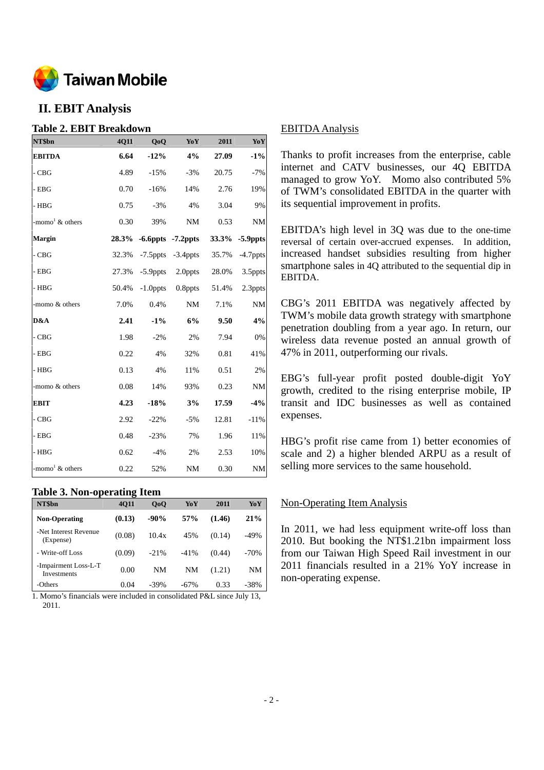## II. EBIT Analysis

### Table 2. EBIT Breakdown

| NT$bn | 4Q11 | QoQ | YoY | 2011 | YoY |
|---|---|---|---|---|---|
| **EBITDA** | **6.64** | **-12%** | **4%** | **27.09** | **-1%** |
| - CBG | 4.89 | -15% | -3% | 20.75 | -7% |
| - EBG | 0.70 | -16% | 14% | 2.76 | 19% |
| - HBG | 0.75 | -3% | 4% | 3.04 | 9% |
| -momo[1] & others | 0.30 | 39% | NM | 0.53 | NM |
| **Margin** | **28.3%** | **-6.6ppts** | **-7.2ppts** | **33.3%** | **-5.9ppts** |
| - CBG | 32.3% | -7.5ppts | -3.4ppts | 35.7% | -4.7ppts |
| - EBG | 27.3% | -5.9ppts | 2.0ppts | 28.0% | 3.5ppts |
| - HBG | 50.4% | -1.0ppts | 0.8ppts | 51.4% | 2.3ppts |
| -momo & others | 7.0% | 0.4% | NM | 7.1% | NM |
| **D&A** | **2.41** | **-1%** | **6%** | **9.50** | **4%** |
| - CBG | 1.98 | -2% | 2% | 7.94 | 0% |
| - EBG | 0.22 | 4% | 32% | 0.81 | 41% |
| - HBG | 0.13 | 4% | 11% | 0.51 | 2% |
| -momo & others | 0.08 | 14% | 93% | 0.23 | NM |
| **EBIT** | **4.23** | **-18%** | **3%** | **17.59** | **-4%** |
| - CBG | 2.92 | -22% | -5% | 12.81 | -11% |
| - EBG | 0.48 | -23% | 7% | 1.96 | 11% |
| - HBG | 0.62 | -4% | 2% | 2.53 | 10% |
| -momo[1] & others | 0.22 | 52% | NM | 0.30 | NM |

### Table 3. Non-operating Item

| NT$bn | 4Q11 | QoQ | YoY | 2011 | YoY |
|---|---|---|---|---|---|
| **Non-Operating** | **(0.13)** | **-90%** | **57%** | **(1.46)** | **21%** |
| -Net Interest Revenue (Expense) | (0.08) | 10.4x | 45% | (0.14) | -49% |
| - Write-off Loss | (0.09) | -21% | -41% | (0.44) | -70% |
| -Impairment Loss-L-T Investments | 0.00 | NM | NM | (1.21) | NM |
| -Others | 0.04 | -39% | -67% | 0.33 | -38% |

1. Momo's financials were included in consolidated P&L since July 13, 2011.

EBITDA Analysis

Thanks to profit increases from the enterprise, cable internet and CATV businesses, our 4Q EBITDA managed to grow YoY. Momo also contributed 5% of TWM's consolidated EBITDA in the quarter with its sequential improvement in profits.

EBITDA's high level in 3Q was due to the one-time reversal of certain over-accrued expenses. In addition, increased handset subsidies resulting from higher smartphone sales in 4Q attributed to the sequential dip in EBITDA.

CBG's 2011 EBITDA was negatively affected by TWM's mobile data growth strategy with smartphone penetration doubling from a year ago. In return, our wireless data revenue posted an annual growth of 47% in 2011, outperforming our rivals.

EBG's full-year profit posted double-digit YoY growth, credited to the rising enterprise mobile, IP transit and IDC businesses as well as contained expenses.

HBG's profit rise came from 1) better economies of scale and 2) a higher blended ARPU as a result of selling more services to the same household.

Non-Operating Item Analysis

In 2011, we had less equipment write-off loss than 2010. But booking the NT$1.21bn impairment loss from our Taiwan High Speed Rail investment in our 2011 financials resulted in a 21% YoY increase in non-operating expense.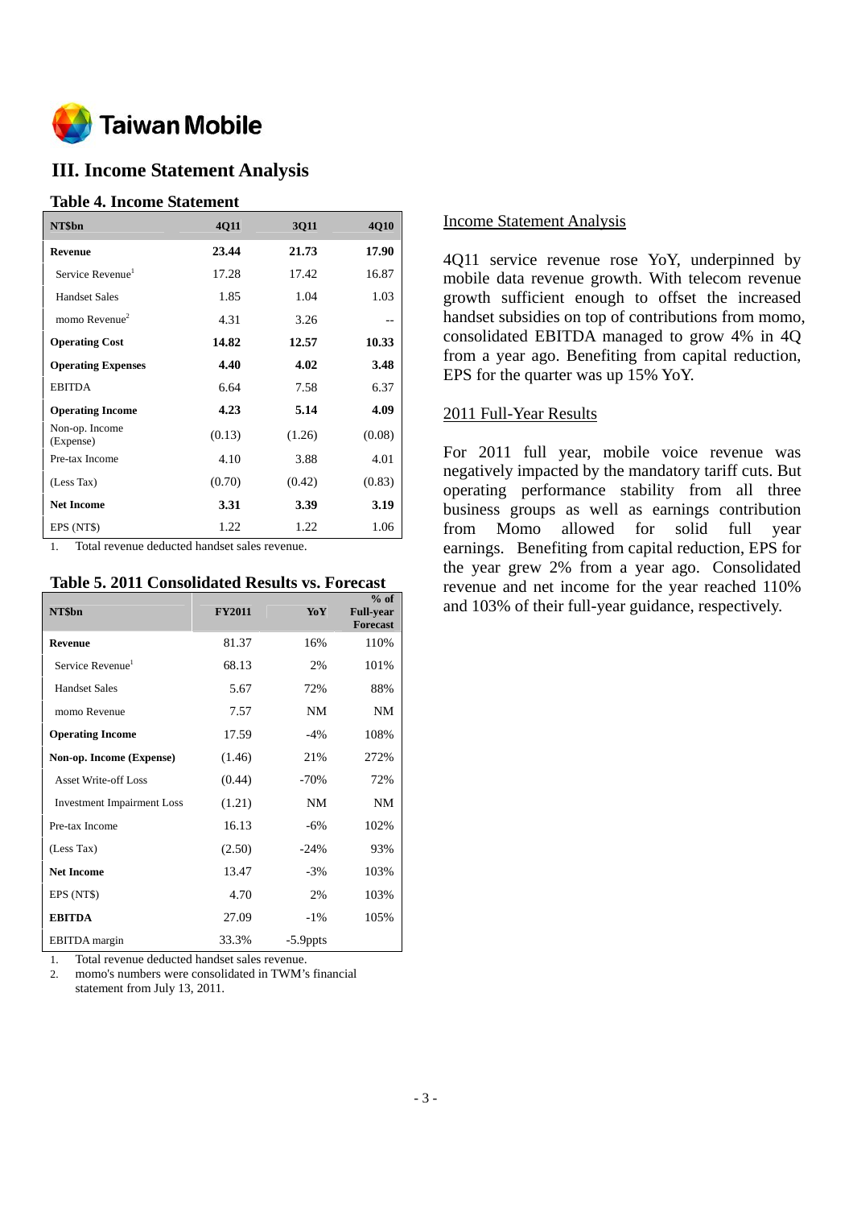# III. Income Statement Analysis

### Table 4. Income Statement

| NT$bn | 4Q11 | 3Q11 | 4Q10 |
|---|---|---|---|
| **Revenue** | **23.44** | **21.73** | **17.90** |
| Service Revenue[1] | 17.28 | 17.42 | 16.87 |
| Handset Sales | 1.85 | 1.04 | 1.03 |
| momo Revenue[2] | 4.31 | 3.26 | -- |
| **Operating Cost** | **14.82** | **12.57** | **10.33** |
| **Operating Expenses** | **4.40** | **4.02** | **3.48** |
| EBITDA | 6.64 | 7.58 | 6.37 |
| **Operating Income** | **4.23** | **5.14** | **4.09** |
| Non-op. Income (Expense) | (0.13) | (1.26) | (0.08) |
| Pre-tax Income | 4.10 | 3.88 | 4.01 |
| (Less Tax) | (0.70) | (0.42) | (0.83) |
| **Net Income** | **3.31** | **3.39** | **3.19** |
| EPS (NT$) | 1.22 | 1.22 | 1.06 |

1. Total revenue deducted handset sales revenue.

### Table 5. 2011 Consolidated Results vs. Forecast

| NT$bn | FY2011 | YoY | % of Full-year Forecast |
|---|---|---|---|
| **Revenue** | 81.37 | 16% | 110% |
| Service Revenue[1] | 68.13 | 2% | 101% |
| Handset Sales | 5.67 | 72% | 88% |
| momo Revenue | 7.57 | NM | NM |
| **Operating Income** | 17.59 | -4% | 108% |
| **Non-op. Income (Expense)** | (1.46) | 21% | 272% |
| Asset Write-off Loss | (0.44) | -70% | 72% |
| Investment Impairment Loss | (1.21) | NM | NM |
| Pre-tax Income | 16.13 | -6% | 102% |
| (Less Tax) | (2.50) | -24% | 93% |
| **Net Income** | 13.47 | -3% | 103% |
| EPS (NT$) | 4.70 | 2% | 103% |
| **EBITDA** | 27.09 | -1% | 105% |
| EBITDA margin | 33.3% | -5.9ppts | |

1. Total revenue deducted handset sales revenue.
2. momo's numbers were consolidated in TWM's financial statement from July 13, 2011.

<u>Income Statement Analysis</u>

4Q11 service revenue rose YoY, underpinned by mobile data revenue growth. With telecom revenue growth sufficient enough to offset the increased handset subsidies on top of contributions from momo, consolidated EBITDA managed to grow 4% in 4Q from a year ago. Benefiting from capital reduction, EPS for the quarter was up 15% YoY.

<u>2011 Full-Year Results</u>

For 2011 full year, mobile voice revenue was negatively impacted by the mandatory tariff cuts. But operating performance stability from all three business groups as well as earnings contribution from Momo allowed for solid full year earnings. Benefiting from capital reduction, EPS for the year grew 2% from a year ago. Consolidated revenue and net income for the year reached 110% and 103% of their full-year guidance, respectively.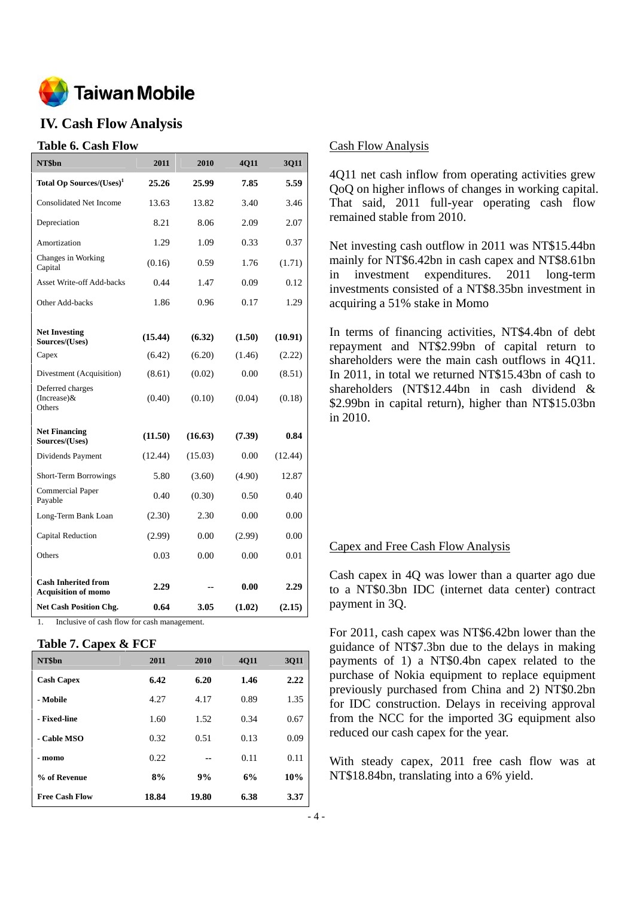# IV. Cash Flow Analysis

### Table 6. Cash Flow

| NT$bn | 2011 | 2010 | 4Q11 | 3Q11 |
|---|---|---|---|---|
| **Total Op Sources/(Uses)[1]** | **25.26** | **25.99** | **7.85** | **5.59** |
| Consolidated Net Income | 13.63 | 13.82 | 3.40 | 3.46 |
| Depreciation | 8.21 | 8.06 | 2.09 | 2.07 |
| Amortization | 1.29 | 1.09 | 0.33 | 0.37 |
| Changes in Working Capital | (0.16) | 0.59 | 1.76 | (1.71) |
| Asset Write-off Add-backs | 0.44 | 1.47 | 0.09 | 0.12 |
| Other Add-backs | 1.86 | 0.96 | 0.17 | 1.29 |
| **Net Investing Sources/(Uses)** | **(15.44)** | **(6.32)** | **(1.50)** | **(10.91)** |
| Capex | (6.42) | (6.20) | (1.46) | (2.22) |
| Divestment (Acquisition) | (8.61) | (0.02) | 0.00 | (8.51) |
| Deferred charges (Increase)& Others | (0.40) | (0.10) | (0.04) | (0.18) |
| **Net Financing Sources/(Uses)** | **(11.50)** | **(16.63)** | **(7.39)** | **0.84** |
| Dividends Payment | (12.44) | (15.03) | 0.00 | (12.44) |
| Short-Term Borrowings | 5.80 | (3.60) | (4.90) | 12.87 |
| Commercial Paper Payable | 0.40 | (0.30) | 0.50 | 0.40 |
| Long-Term Bank Loan | (2.30) | 2.30 | 0.00 | 0.00 |
| Capital Reduction | (2.99) | 0.00 | (2.99) | 0.00 |
| Others | 0.03 | 0.00 | 0.00 | 0.01 |
| **Cash Inherited from Acquisition of momo** | **2.29** | **--** | **0.00** | **2.29** |
| **Net Cash Position Chg.** | **0.64** | **3.05** | **(1.02)** | **(2.15)** |

1. Inclusive of cash flow for cash management.

### Table 7. Capex & FCF

| NT$bn | 2011 | 2010 | 4Q11 | 3Q11 |
|---|---|---|---|---|
| **Cash Capex** | **6.42** | **6.20** | **1.46** | **2.22** |
| **- Mobile** | 4.27 | 4.17 | 0.89 | 1.35 |
| **- Fixed-line** | 1.60 | 1.52 | 0.34 | 0.67 |
| **- Cable MSO** | 0.32 | 0.51 | 0.13 | 0.09 |
| **- momo** | 0.22 | -- | 0.11 | 0.11 |
| **% of Revenue** | **8%** | **9%** | **6%** | **10%** |
| **Free Cash Flow** | **18.84** | **19.80** | **6.38** | **3.37** |

## Cash Flow Analysis

4Q11 net cash inflow from operating activities grew QoQ on higher inflows of changes in working capital. That said, 2011 full-year operating cash flow remained stable from 2010.

Net investing cash outflow in 2011 was NT$15.44bn mainly for NT$6.42bn in cash capex and NT$8.61bn in investment expenditures. 2011 long-term investments consisted of a NT$8.35bn investment in acquiring a 51% stake in Momo

In terms of financing activities, NT$4.4bn of debt repayment and NT$2.99bn of capital return to shareholders were the main cash outflows in 4Q11. In 2011, in total we returned NT$15.43bn of cash to shareholders (NT$12.44bn in cash dividend & $2.99bn in capital return), higher than NT$15.03bn in 2010.

## Capex and Free Cash Flow Analysis

Cash capex in 4Q was lower than a quarter ago due to a NT$0.3bn IDC (internet data center) contract payment in 3Q.

For 2011, cash capex was NT$6.42bn lower than the guidance of NT$7.3bn due to the delays in making payments of 1) a NT$0.4bn capex related to the purchase of Nokia equipment to replace equipment previously purchased from China and 2) NT$0.2bn for IDC construction. Delays in receiving approval from the NCC for the imported 3G equipment also reduced our cash capex for the year.

With steady capex, 2011 free cash flow was at NT$18.84bn, translating into a 6% yield.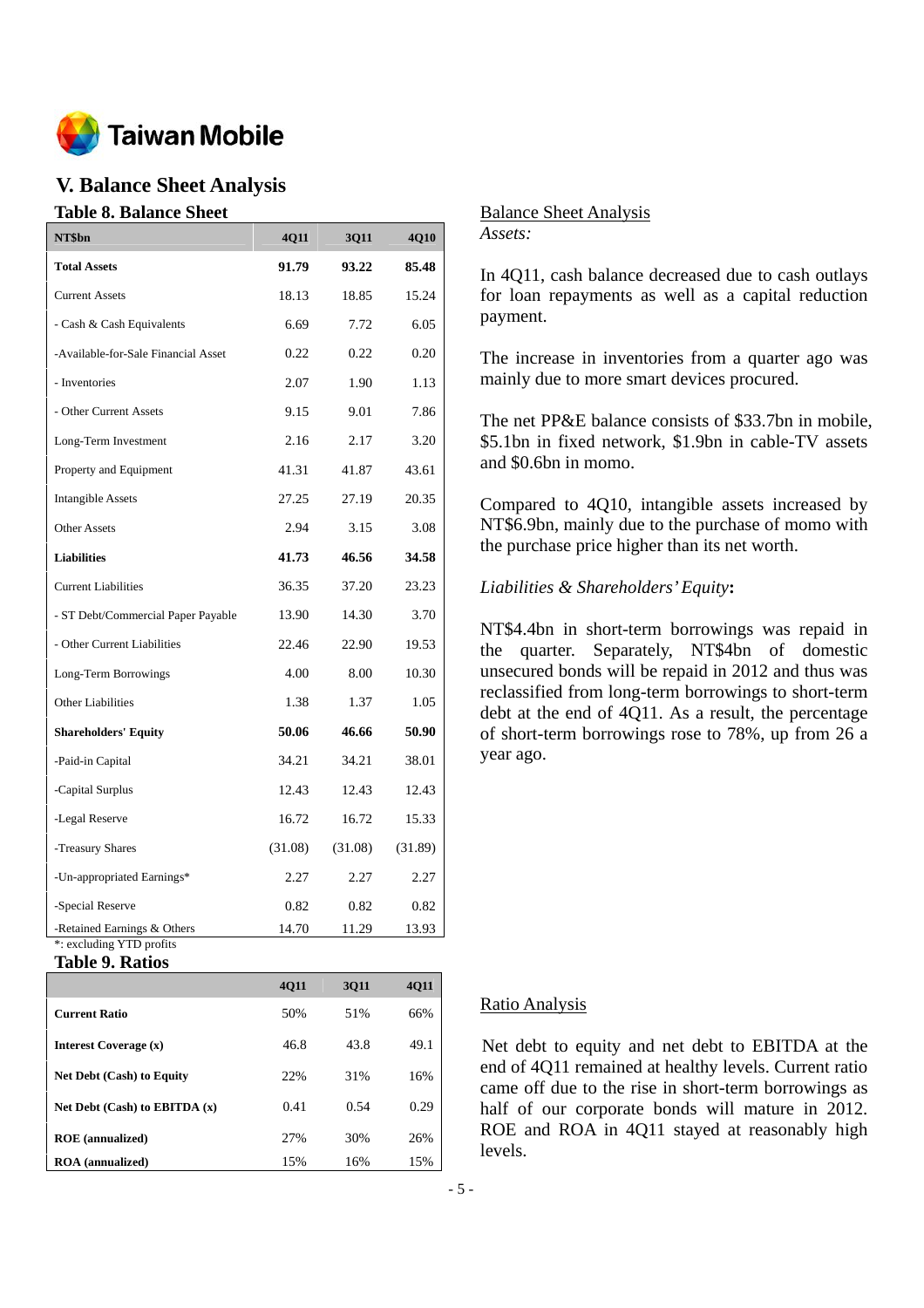# V. Balance Sheet Analysis

### Table 8. Balance Sheet

| NT$bn | 4Q11 | 3Q11 | 4Q10 |
|---|---|---|---|
| **Total Assets** | **91.79** | **93.22** | **85.48** |
| Current Assets | 18.13 | 18.85 | 15.24 |
| - Cash & Cash Equivalents | 6.69 | 7.72 | 6.05 |
| -Available-for-Sale Financial Asset | 0.22 | 0.22 | 0.20 |
| - Inventories | 2.07 | 1.90 | 1.13 |
| - Other Current Assets | 9.15 | 9.01 | 7.86 |
| Long-Term Investment | 2.16 | 2.17 | 3.20 |
| Property and Equipment | 41.31 | 41.87 | 43.61 |
| Intangible Assets | 27.25 | 27.19 | 20.35 |
| Other Assets | 2.94 | 3.15 | 3.08 |
| **Liabilities** | **41.73** | **46.56** | **34.58** |
| Current Liabilities | 36.35 | 37.20 | 23.23 |
| - ST Debt/Commercial Paper Payable | 13.90 | 14.30 | 3.70 |
| - Other Current Liabilities | 22.46 | 22.90 | 19.53 |
| Long-Term Borrowings | 4.00 | 8.00 | 10.30 |
| Other Liabilities | 1.38 | 1.37 | 1.05 |
| **Shareholders' Equity** | **50.06** | **46.66** | **50.90** |
| -Paid-in Capital | 34.21 | 34.21 | 38.01 |
| -Capital Surplus | 12.43 | 12.43 | 12.43 |
| -Legal Reserve | 16.72 | 16.72 | 15.33 |
| -Treasury Shares | (31.08) | (31.08) | (31.89) |
| -Un-appropriated Earnings* | 2.27 | 2.27 | 2.27 |
| -Special Reserve | 0.82 | 0.82 | 0.82 |
| -Retained Earnings & Others | 14.70 | 11.29 | 13.93 |

*: excluding YTD profits

Balance Sheet Analysis

*Assets:*

In 4Q11, cash balance decreased due to cash outlays for loan repayments as well as a capital reduction payment.

The increase in inventories from a quarter ago was mainly due to more smart devices procured.

The net PP&E balance consists of $33.7bn in mobile, $5.1bn in fixed network, $1.9bn in cable-TV assets and $0.6bn in momo.

Compared to 4Q10, intangible assets increased by NT$6.9bn, mainly due to the purchase of momo with the purchase price higher than its net worth.

*Liabilities & Shareholders' Equity***:**

NT$4.4bn in short-term borrowings was repaid in the quarter. Separately, NT$4bn of domestic unsecured bonds will be repaid in 2012 and thus was reclassified from long-term borrowings to short-term debt at the end of 4Q11. As a result, the percentage of short-term borrowings rose to 78%, up from 26 a year ago.

### Table 9. Ratios

| | 4Q11 | 3Q11 | 4Q11 |
|---|---|---|---|
| **Current Ratio** | 50% | 51% | 66% |
| **Interest Coverage (x)** | 46.8 | 43.8 | 49.1 |
| **Net Debt (Cash) to Equity** | 22% | 31% | 16% |
| **Net Debt (Cash) to EBITDA (x)** | 0.41 | 0.54 | 0.29 |
| **ROE (annualized)** | 27% | 30% | 26% |
| **ROA (annualized)** | 15% | 16% | 15% |

Ratio Analysis

Net debt to equity and net debt to EBITDA at the end of 4Q11 remained at healthy levels. Current ratio came off due to the rise in short-term borrowings as half of our corporate bonds will mature in 2012. ROE and ROA in 4Q11 stayed at reasonably high levels.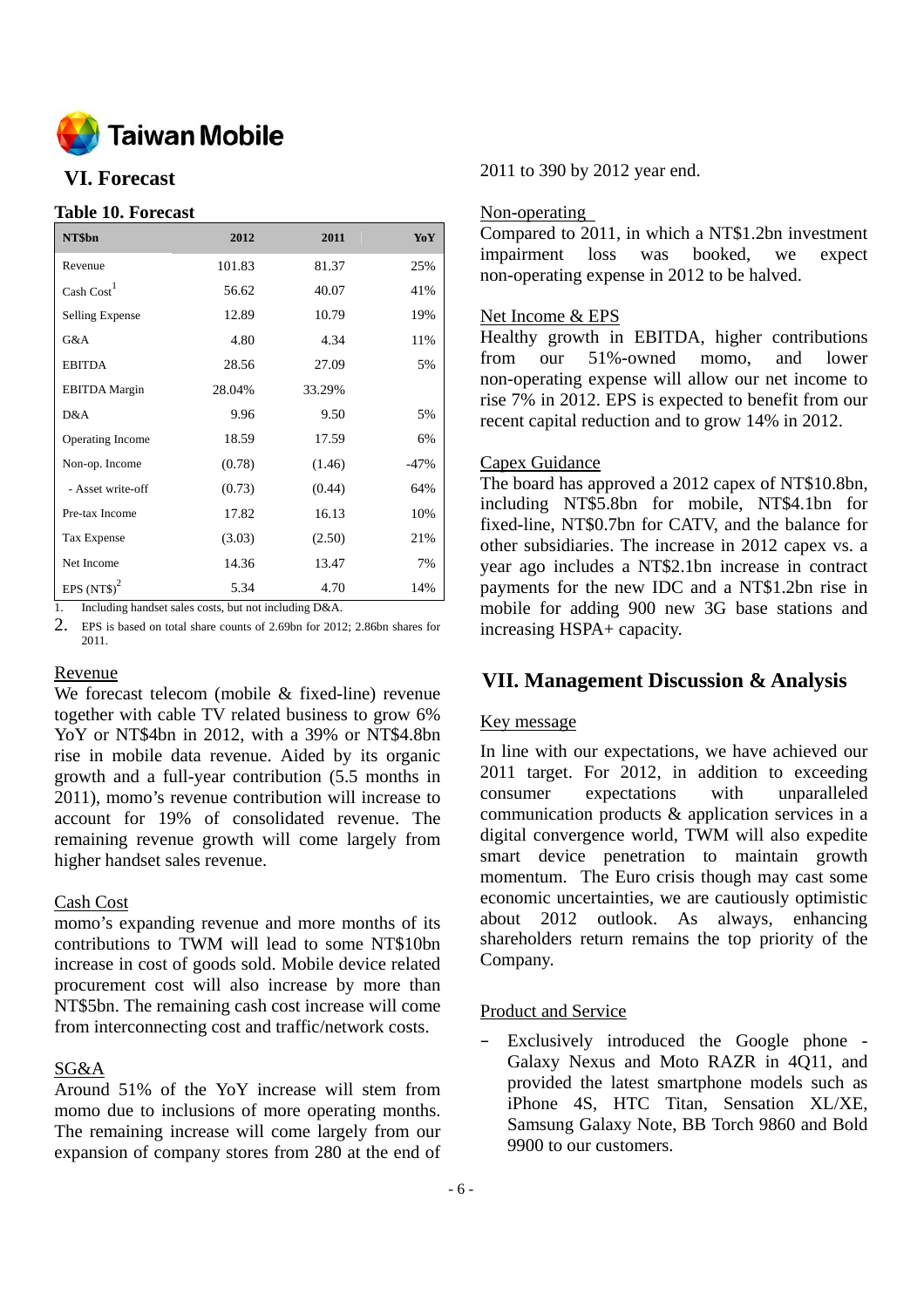## VI. Forecast

### Table 10. Forecast

| NT$bn | 2012 | 2011 | YoY |
|---|---|---|---|
| Revenue | 101.83 | 81.37 | 25% |
| Cash Cost[1] | 56.62 | 40.07 | 41% |
| Selling Expense | 12.89 | 10.79 | 19% |
| G&A | 4.80 | 4.34 | 11% |
| EBITDA | 28.56 | 27.09 | 5% |
| EBITDA Margin | 28.04% | 33.29% | |
| D&A | 9.96 | 9.50 | 5% |
| Operating Income | 18.59 | 17.59 | 6% |
| Non-op. Income | (0.78) | (1.46) | -47% |
| - Asset write-off | (0.73) | (0.44) | 64% |
| Pre-tax Income | 17.82 | 16.13 | 10% |
| Tax Expense | (3.03) | (2.50) | 21% |
| Net Income | 14.36 | 13.47 | 7% |
| EPS (NT$)[2] | 5.34 | 4.70 | 14% |

1. Including handset sales costs, but not including D&A.
2. EPS is based on total share counts of 2.69bn for 2012; 2.86bn shares for 2011.

Revenue

We forecast telecom (mobile & fixed-line) revenue together with cable TV related business to grow 6% YoY or NT$4bn in 2012, with a 39% or NT$4.8bn rise in mobile data revenue. Aided by its organic growth and a full-year contribution (5.5 months in 2011), momo's revenue contribution will increase to account for 19% of consolidated revenue. The remaining revenue growth will come largely from higher handset sales revenue.

Cash Cost

momo's expanding revenue and more months of its contributions to TWM will lead to some NT$10bn increase in cost of goods sold. Mobile device related procurement cost will also increase by more than NT$5bn. The remaining cash cost increase will come from interconnecting cost and traffic/network costs.

SG&A

Around 51% of the YoY increase will stem from momo due to inclusions of more operating months. The remaining increase will come largely from our expansion of company stores from 280 at the end of 2011 to 390 by 2012 year end.

Non-operating

Compared to 2011, in which a NT$1.2bn investment impairment loss was booked, we expect non-operating expense in 2012 to be halved.

Net Income & EPS

Healthy growth in EBITDA, higher contributions from our 51%-owned momo, and lower non-operating expense will allow our net income to rise 7% in 2012. EPS is expected to benefit from our recent capital reduction and to grow 14% in 2012.

Capex Guidance

The board has approved a 2012 capex of NT$10.8bn, including NT$5.8bn for mobile, NT$4.1bn for fixed-line, NT$0.7bn for CATV, and the balance for other subsidiaries. The increase in 2012 capex vs. a year ago includes a NT$2.1bn increase in contract payments for the new IDC and a NT$1.2bn rise in mobile for adding 900 new 3G base stations and increasing HSPA+ capacity.

## VII. Management Discussion & Analysis

Key message

In line with our expectations, we have achieved our 2011 target. For 2012, in addition to exceeding consumer expectations with unparalleled communication products & application services in a digital convergence world, TWM will also expedite smart device penetration to maintain growth momentum. The Euro crisis though may cast some economic uncertainties, we are cautiously optimistic about 2012 outlook. As always, enhancing shareholders return remains the top priority of the Company.

Product and Service

- Exclusively introduced the Google phone - Galaxy Nexus and Moto RAZR in 4Q11, and provided the latest smartphone models such as iPhone 4S, HTC Titan, Sensation XL/XE, Samsung Galaxy Note, BB Torch 9860 and Bold 9900 to our customers.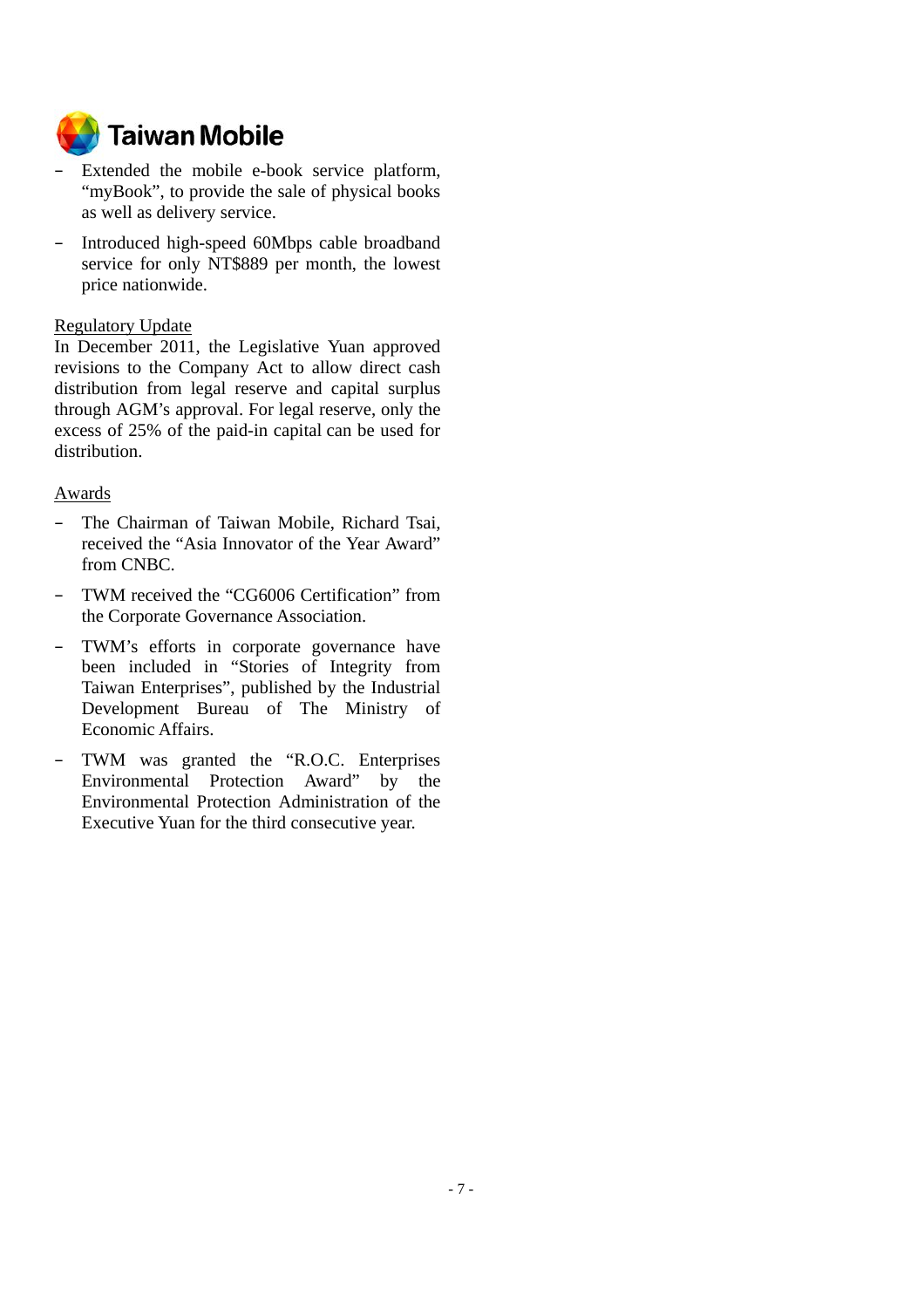- Extended the mobile e-book service platform, "myBook", to provide the sale of physical books as well as delivery service.
- Introduced high-speed 60Mbps cable broadband service for only NT$889 per month, the lowest price nationwide.

<u>Regulatory Update</u>

In December 2011, the Legislative Yuan approved revisions to the Company Act to allow direct cash distribution from legal reserve and capital surplus through AGM's approval. For legal reserve, only the excess of 25% of the paid-in capital can be used for distribution.

<u>Awards</u>

- The Chairman of Taiwan Mobile, Richard Tsai, received the "Asia Innovator of the Year Award" from CNBC.
- TWM received the "CG6006 Certification" from the Corporate Governance Association.
- TWM's efforts in corporate governance have been included in "Stories of Integrity from Taiwan Enterprises", published by the Industrial Development Bureau of The Ministry of Economic Affairs.
- TWM was granted the "R.O.C. Enterprises Environmental Protection Award" by the Environmental Protection Administration of the Executive Yuan for the third consecutive year.